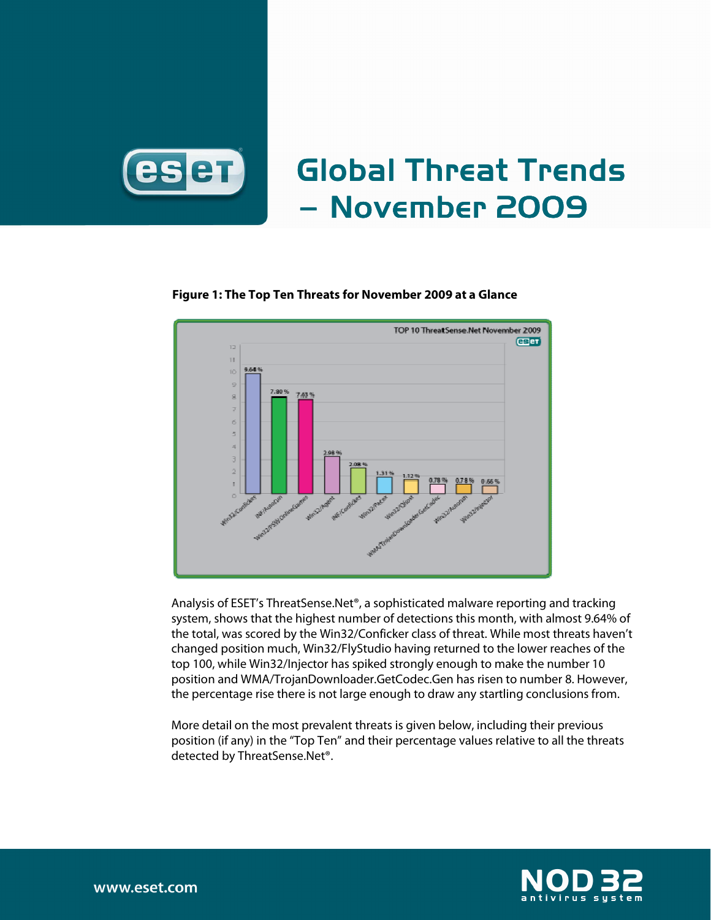# Global Threat Trends – November 2009

**Figure 1: The Top Ten Threats for November 2009 at a Glance**

Analysis of ESET's ThreatSense.Net®, a sophisticated malware reporting and tracking system, shows that the highest number of detections this month, with almost 9.64% of the total, was scored by the Win32/Conficker class of threat. While most threats haven't changed position much, Win32/FlyStudio having returned to the lower reaches of the top 100, while Win32/Injector has spiked strongly enough to make the number 10 position and WMA/TrojanDownloader.GetCodec.Gen has risen to number 8. However, the percentage rise there is not large enough to draw any startling conclusions from.

More detail on the most prevalent threats is given below, including their previous position (if any) in the "Top Ten" and their percentage values relative to all the threats detected by ThreatSense.Net®.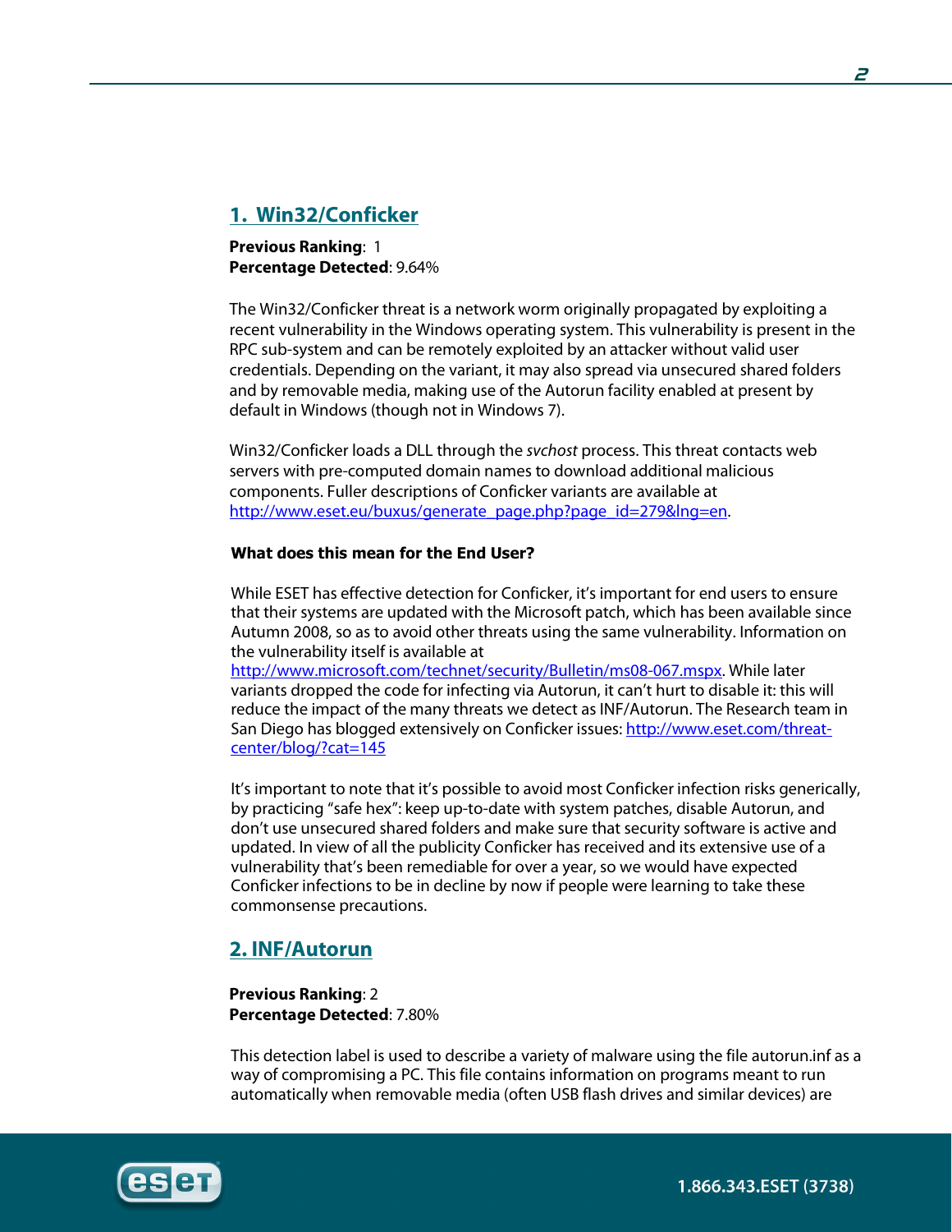## 1. Win32/Conficker

**Previous Ranking**: 1
**Percentage Detected**: 9.64%

The Win32/Conficker threat is a network worm originally propagated by exploiting a recent vulnerability in the Windows operating system. This vulnerability is present in the RPC sub-system and can be remotely exploited by an attacker without valid user credentials. Depending on the variant, it may also spread via unsecured shared folders and by removable media, making use of the Autorun facility enabled at present by default in Windows (though not in Windows 7).

Win32/Conficker loads a DLL through the *svchost* process. This threat contacts web servers with pre-computed domain names to download additional malicious components. Fuller descriptions of Conficker variants are available at http://www.eset.eu/buxus/generate_page.php?page_id=279&lng=en.

**What does this mean for the End User?**

While ESET has effective detection for Conficker, it's important for end users to ensure that their systems are updated with the Microsoft patch, which has been available since Autumn 2008, so as to avoid other threats using the same vulnerability. Information on the vulnerability itself is available at http://www.microsoft.com/technet/security/Bulletin/ms08-067.mspx. While later variants dropped the code for infecting via Autorun, it can't hurt to disable it: this will reduce the impact of the many threats we detect as INF/Autorun. The Research team in San Diego has blogged extensively on Conficker issues: http://www.eset.com/threat-center/blog/?cat=145

It's important to note that it's possible to avoid most Conficker infection risks generically, by practicing "safe hex": keep up-to-date with system patches, disable Autorun, and don't use unsecured shared folders and make sure that security software is active and updated. In view of all the publicity Conficker has received and its extensive use of a vulnerability that's been remediable for over a year, so we would have expected Conficker infections to be in decline by now if people were learning to take these commonsense precautions.

## 2. INF/Autorun

**Previous Ranking**: 2
**Percentage Detected**: 7.80%

This detection label is used to describe a variety of malware using the file autorun.inf as a way of compromising a PC. This file contains information on programs meant to run automatically when removable media (often USB flash drives and similar devices) are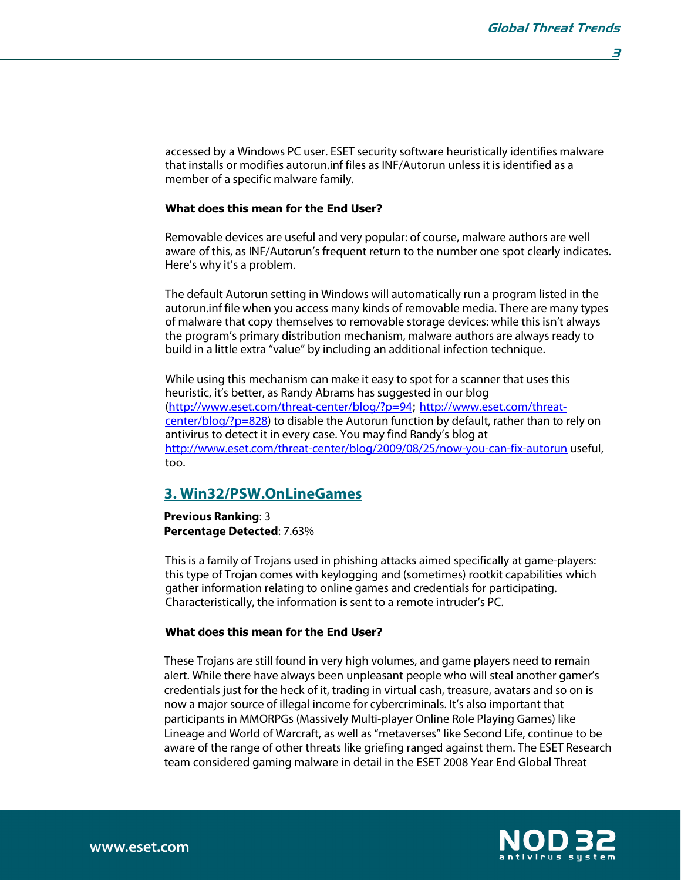accessed by a Windows PC user. ESET security software heuristically identifies malware that installs or modifies autorun.inf files as INF/Autorun unless it is identified as a member of a specific malware family.

**What does this mean for the End User?**

Removable devices are useful and very popular: of course, malware authors are well aware of this, as INF/Autorun's frequent return to the number one spot clearly indicates. Here's why it's a problem.

The default Autorun setting in Windows will automatically run a program listed in the autorun.inf file when you access many kinds of removable media. There are many types of malware that copy themselves to removable storage devices: while this isn't always the program's primary distribution mechanism, malware authors are always ready to build in a little extra "value" by including an additional infection technique.

While using this mechanism can make it easy to spot for a scanner that uses this heuristic, it's better, as Randy Abrams has suggested in our blog (http://www.eset.com/threat-center/blog/?p=94; http://www.eset.com/threat-center/blog/?p=828) to disable the Autorun function by default, rather than to rely on antivirus to detect it in every case. You may find Randy's blog at http://www.eset.com/threat-center/blog/2009/08/25/now-you-can-fix-autorun useful, too.

## 3. Win32/PSW.OnLineGames

**Previous Ranking**: 3
**Percentage Detected**: 7.63%

This is a family of Trojans used in phishing attacks aimed specifically at game-players: this type of Trojan comes with keylogging and (sometimes) rootkit capabilities which gather information relating to online games and credentials for participating. Characteristically, the information is sent to a remote intruder's PC.

**What does this mean for the End User?**

These Trojans are still found in very high volumes, and game players need to remain alert. While there have always been unpleasant people who will steal another gamer's credentials just for the heck of it, trading in virtual cash, treasure, avatars and so on is now a major source of illegal income for cybercriminals. It's also important that participants in MMORPGs (Massively Multi-player Online Role Playing Games) like Lineage and World of Warcraft, as well as "metaverses" like Second Life, continue to be aware of the range of other threats like griefing ranged against them. The ESET Research team considered gaming malware in detail in the ESET 2008 Year End Global Threat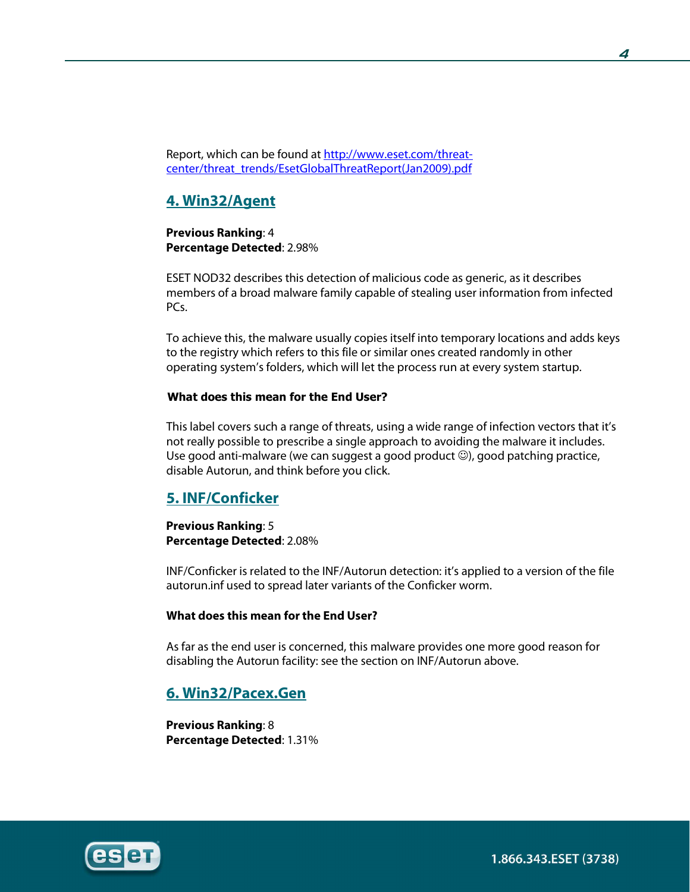Report, which can be found at [http://www.eset.com/threat-center/threat_trends/EsetGlobalThreatReport(Jan2009).pdf](http://www.eset.com/threat-center/threat_trends/EsetGlobalThreatReport(Jan2009).pdf)

## 4. Win32/Agent

**Previous Ranking**: 4
**Percentage Detected**: 2.98%

ESET NOD32 describes this detection of malicious code as generic, as it describes members of a broad malware family capable of stealing user information from infected PCs.

To achieve this, the malware usually copies itself into temporary locations and adds keys to the registry which refers to this file or similar ones created randomly in other operating system's folders, which will let the process run at every system startup.

**What does this mean for the End User?**

This label covers such a range of threats, using a wide range of infection vectors that it's not really possible to prescribe a single approach to avoiding the malware it includes. Use good anti-malware (we can suggest a good product ☺), good patching practice, disable Autorun, and think before you click.

## 5. INF/Conficker

**Previous Ranking**: 5
**Percentage Detected**: 2.08%

INF/Conficker is related to the INF/Autorun detection: it's applied to a version of the file autorun.inf used to spread later variants of the Conficker worm.

**What does this mean for the End User?**

As far as the end user is concerned, this malware provides one more good reason for disabling the Autorun facility: see the section on INF/Autorun above.

## 6. Win32/Pacex.Gen

**Previous Ranking**: 8
**Percentage Detected**: 1.31%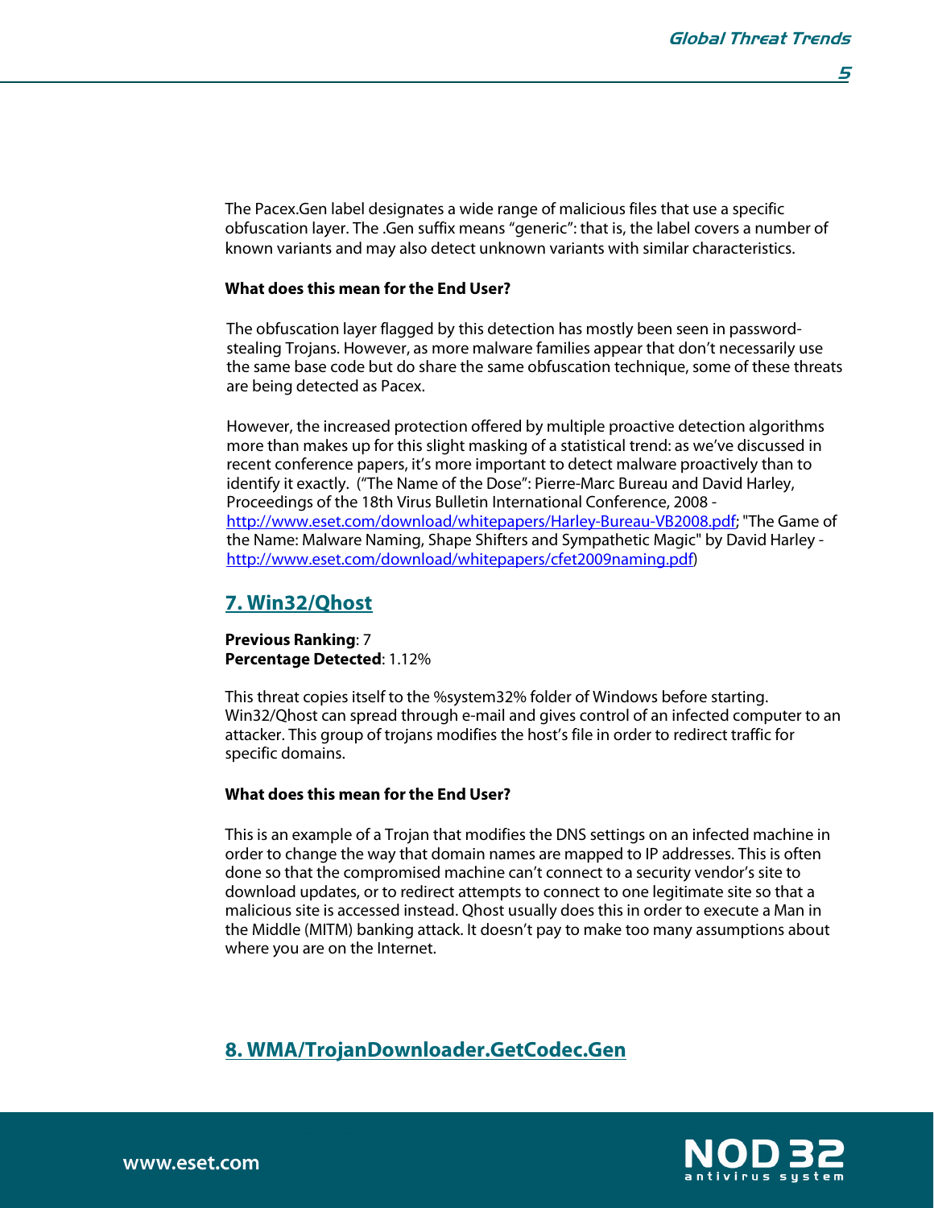The Pacex.Gen label designates a wide range of malicious files that use a specific obfuscation layer. The .Gen suffix means “generic”: that is, the label covers a number of known variants and may also detect unknown variants with similar characteristics.

**What does this mean for the End User?**

The obfuscation layer flagged by this detection has mostly been seen in password-stealing Trojans. However, as more malware families appear that don’t necessarily use the same base code but do share the same obfuscation technique, some of these threats are being detected as Pacex.

However, the increased protection offered by multiple proactive detection algorithms more than makes up for this slight masking of a statistical trend: as we’ve discussed in recent conference papers, it’s more important to detect malware proactively than to identify it exactly. (“The Name of the Dose”: Pierre-Marc Bureau and David Harley, Proceedings of the 18th Virus Bulletin International Conference, 2008 - [http://www.eset.com/download/whitepapers/Harley-Bureau-VB2008.pdf](http://www.eset.com/download/whitepapers/Harley-Bureau-VB2008.pdf); "The Game of the Name: Malware Naming, Shape Shifters and Sympathetic Magic" by David Harley - [http://www.eset.com/download/whitepapers/cfet2009naming.pdf](http://www.eset.com/download/whitepapers/cfet2009naming.pdf))

## 7. Win32/Qhost

**Previous Ranking**: 7
**Percentage Detected**: 1.12%

This threat copies itself to the %system32% folder of Windows before starting. Win32/Qhost can spread through e-mail and gives control of an infected computer to an attacker. This group of trojans modifies the host’s file in order to redirect traffic for specific domains.

**What does this mean for the End User?**

This is an example of a Trojan that modifies the DNS settings on an infected machine in order to change the way that domain names are mapped to IP addresses. This is often done so that the compromised machine can’t connect to a security vendor’s site to download updates, or to redirect attempts to connect to one legitimate site so that a malicious site is accessed instead. Qhost usually does this in order to execute a Man in the Middle (MITM) banking attack. It doesn’t pay to make too many assumptions about where you are on the Internet.

## 8. WMA/TrojanDownloader.GetCodec.Gen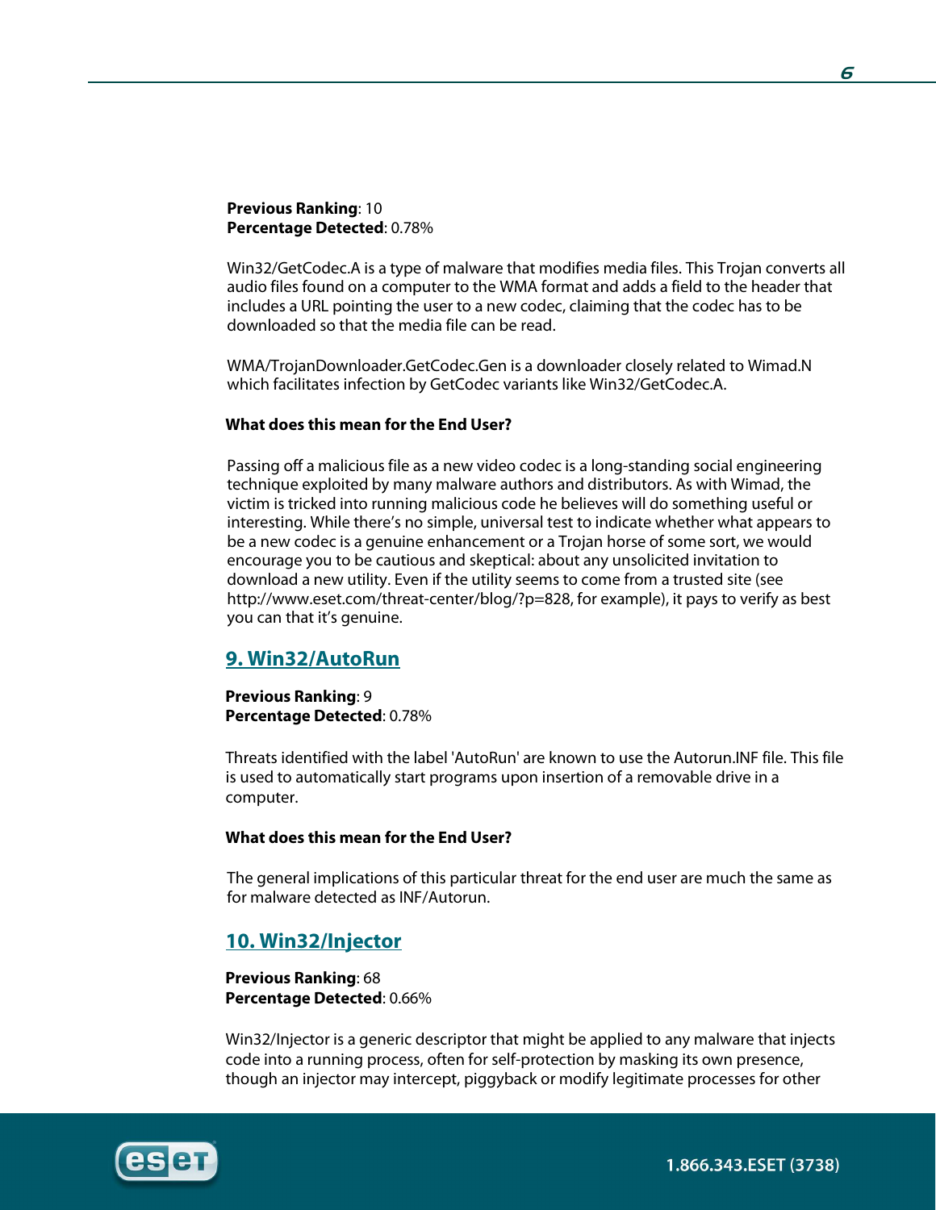**Previous Ranking**: 10
**Percentage Detected**: 0.78%

Win32/GetCodec.A is a type of malware that modifies media files. This Trojan converts all audio files found on a computer to the WMA format and adds a field to the header that includes a URL pointing the user to a new codec, claiming that the codec has to be downloaded so that the media file can be read.

WMA/TrojanDownloader.GetCodec.Gen is a downloader closely related to Wimad.N which facilitates infection by GetCodec variants like Win32/GetCodec.A.

**What does this mean for the End User?**

Passing off a malicious file as a new video codec is a long-standing social engineering technique exploited by many malware authors and distributors. As with Wimad, the victim is tricked into running malicious code he believes will do something useful or interesting. While there's no simple, universal test to indicate whether what appears to be a new codec is a genuine enhancement or a Trojan horse of some sort, we would encourage you to be cautious and skeptical: about any unsolicited invitation to download a new utility. Even if the utility seems to come from a trusted site (see http://www.eset.com/threat-center/blog/?p=828, for example), it pays to verify as best you can that it's genuine.

## 9. Win32/AutoRun

**Previous Ranking**: 9
**Percentage Detected**: 0.78%

Threats identified with the label 'AutoRun' are known to use the Autorun.INF file. This file is used to automatically start programs upon insertion of a removable drive in a computer.

**What does this mean for the End User?**

The general implications of this particular threat for the end user are much the same as for malware detected as INF/Autorun.

## 10. Win32/Injector

**Previous Ranking**: 68
**Percentage Detected**: 0.66%

Win32/Injector is a generic descriptor that might be applied to any malware that injects code into a running process, often for self-protection by masking its own presence, though an injector may intercept, piggyback or modify legitimate processes for other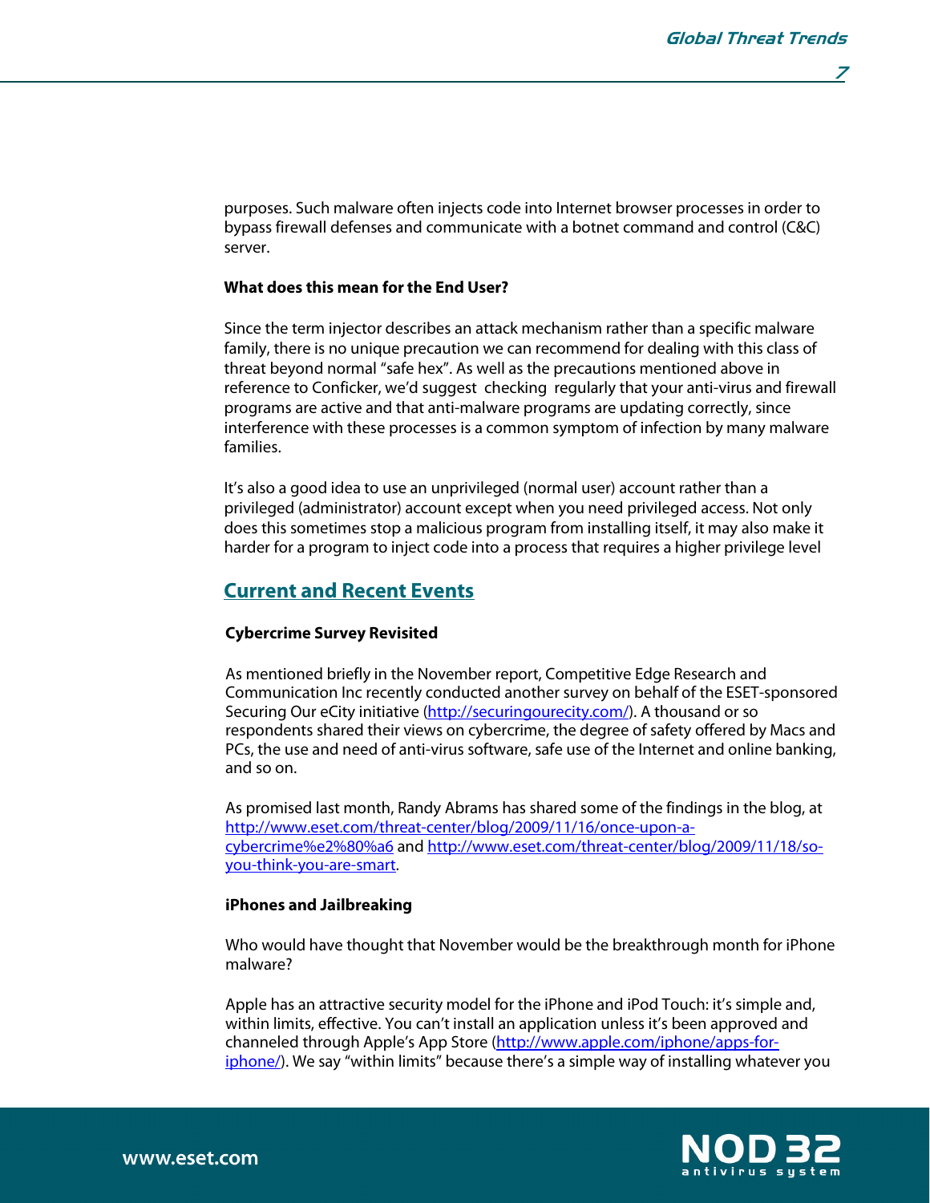purposes. Such malware often injects code into Internet browser processes in order to bypass firewall defenses and communicate with a botnet command and control (C&C) server.

**What does this mean for the End User?**

Since the term injector describes an attack mechanism rather than a specific malware family, there is no unique precaution we can recommend for dealing with this class of threat beyond normal "safe hex". As well as the precautions mentioned above in reference to Conficker, we'd suggest checking regularly that your anti-virus and firewall programs are active and that anti-malware programs are updating correctly, since interference with these processes is a common symptom of infection by many malware families.

It's also a good idea to use an unprivileged (normal user) account rather than a privileged (administrator) account except when you need privileged access. Not only does this sometimes stop a malicious program from installing itself, it may also make it harder for a program to inject code into a process that requires a higher privilege level

## Current and Recent Events

**Cybercrime Survey Revisited**

As mentioned briefly in the November report, Competitive Edge Research and Communication Inc recently conducted another survey on behalf of the ESET-sponsored Securing Our eCity initiative (http://securingourecity.com/). A thousand or so respondents shared their views on cybercrime, the degree of safety offered by Macs and PCs, the use and need of anti-virus software, safe use of the Internet and online banking, and so on.

As promised last month, Randy Abrams has shared some of the findings in the blog, at http://www.eset.com/threat-center/blog/2009/11/16/once-upon-a-cybercrime%e2%80%a6 and http://www.eset.com/threat-center/blog/2009/11/18/so-you-think-you-are-smart.

**iPhones and Jailbreaking**

Who would have thought that November would be the breakthrough month for iPhone malware?

Apple has an attractive security model for the iPhone and iPod Touch: it's simple and, within limits, effective. You can't install an application unless it's been approved and channeled through Apple's App Store (http://www.apple.com/iphone/apps-for-iphone/). We say "within limits" because there's a simple way of installing whatever you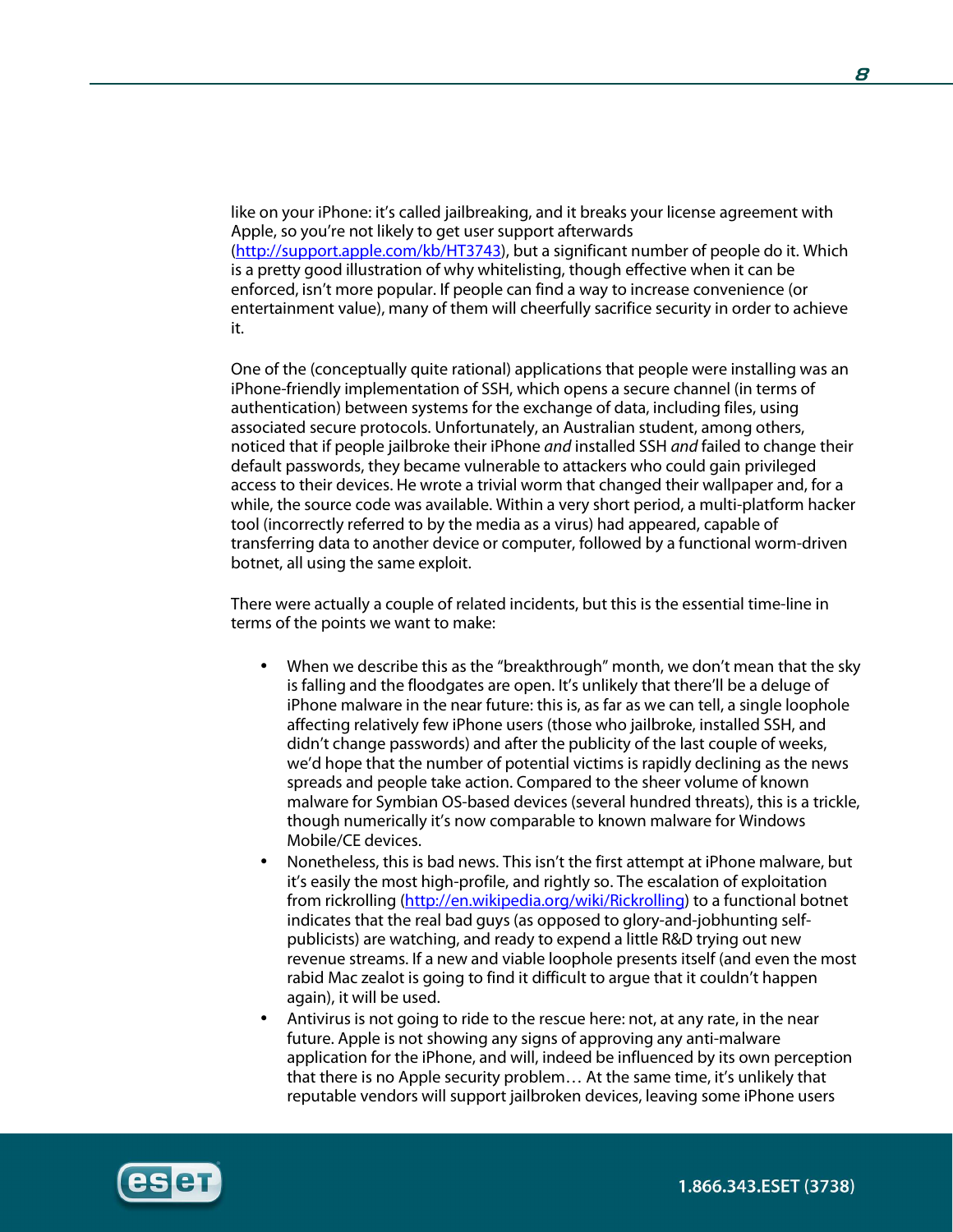like on your iPhone: it's called jailbreaking, and it breaks your license agreement with Apple, so you're not likely to get user support afterwards (http://support.apple.com/kb/HT3743), but a significant number of people do it. Which is a pretty good illustration of why whitelisting, though effective when it can be enforced, isn't more popular. If people can find a way to increase convenience (or entertainment value), many of them will cheerfully sacrifice security in order to achieve it.

One of the (conceptually quite rational) applications that people were installing was an iPhone-friendly implementation of SSH, which opens a secure channel (in terms of authentication) between systems for the exchange of data, including files, using associated secure protocols. Unfortunately, an Australian student, among others, noticed that if people jailbroke their iPhone *and* installed SSH *and* failed to change their default passwords, they became vulnerable to attackers who could gain privileged access to their devices. He wrote a trivial worm that changed their wallpaper and, for a while, the source code was available. Within a very short period, a multi-platform hacker tool (incorrectly referred to by the media as a virus) had appeared, capable of transferring data to another device or computer, followed by a functional worm-driven botnet, all using the same exploit.

There were actually a couple of related incidents, but this is the essential time-line in terms of the points we want to make:

- When we describe this as the "breakthrough" month, we don't mean that the sky is falling and the floodgates are open. It's unlikely that there'll be a deluge of iPhone malware in the near future: this is, as far as we can tell, a single loophole affecting relatively few iPhone users (those who jailbroke, installed SSH, and didn't change passwords) and after the publicity of the last couple of weeks, we'd hope that the number of potential victims is rapidly declining as the news spreads and people take action. Compared to the sheer volume of known malware for Symbian OS-based devices (several hundred threats), this is a trickle, though numerically it's now comparable to known malware for Windows Mobile/CE devices.
- Nonetheless, this is bad news. This isn't the first attempt at iPhone malware, but it's easily the most high-profile, and rightly so. The escalation of exploitation from rickrolling (http://en.wikipedia.org/wiki/Rickrolling) to a functional botnet indicates that the real bad guys (as opposed to glory-and-jobhunting self-publicists) are watching, and ready to expend a little R&D trying out new revenue streams. If a new and viable loophole presents itself (and even the most rabid Mac zealot is going to find it difficult to argue that it couldn't happen again), it will be used.
- Antivirus is not going to ride to the rescue here: not, at any rate, in the near future. Apple is not showing any signs of approving any anti-malware application for the iPhone, and will, indeed be influenced by its own perception that there is no Apple security problem… At the same time, it's unlikely that reputable vendors will support jailbroken devices, leaving some iPhone users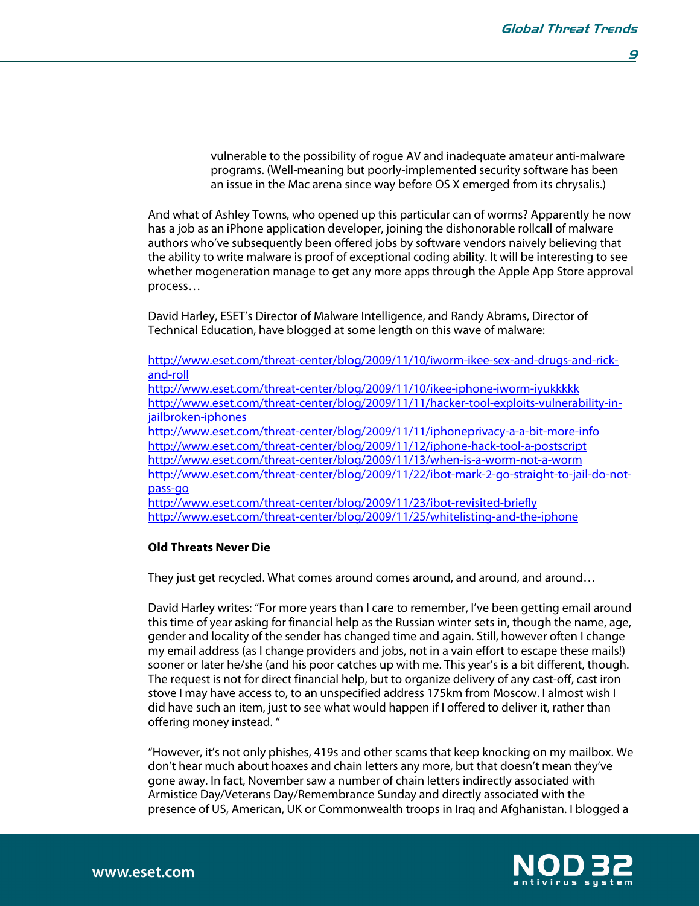vulnerable to the possibility of rogue AV and inadequate amateur anti-malware programs. (Well-meaning but poorly-implemented security software has been an issue in the Mac arena since way before OS X emerged from its chrysalis.)

And what of Ashley Towns, who opened up this particular can of worms? Apparently he now has a job as an iPhone application developer, joining the dishonorable rollcall of malware authors who've subsequently been offered jobs by software vendors naively believing that the ability to write malware is proof of exceptional coding ability. It will be interesting to see whether mogeneration manage to get any more apps through the Apple App Store approval process…

David Harley, ESET's Director of Malware Intelligence, and Randy Abrams, Director of Technical Education, have blogged at some length on this wave of malware:

http://www.eset.com/threat-center/blog/2009/11/10/iworm-ikee-sex-and-drugs-and-rick-and-roll
http://www.eset.com/threat-center/blog/2009/11/10/ikee-iphone-iworm-iyukkkkk
http://www.eset.com/threat-center/blog/2009/11/11/hacker-tool-exploits-vulnerability-in-jailbroken-iphones
http://www.eset.com/threat-center/blog/2009/11/11/iphoneprivacy-a-a-bit-more-info
http://www.eset.com/threat-center/blog/2009/11/12/iphone-hack-tool-a-postscript
http://www.eset.com/threat-center/blog/2009/11/13/when-is-a-worm-not-a-worm
http://www.eset.com/threat-center/blog/2009/11/22/ibot-mark-2-go-straight-to-jail-do-not-pass-go
http://www.eset.com/threat-center/blog/2009/11/23/ibot-revisited-briefly
http://www.eset.com/threat-center/blog/2009/11/25/whitelisting-and-the-iphone

**Old Threats Never Die**

They just get recycled. What comes around comes around, and around, and around…

David Harley writes: "For more years than I care to remember, I've been getting email around this time of year asking for financial help as the Russian winter sets in, though the name, age, gender and locality of the sender has changed time and again. Still, however often I change my email address (as I change providers and jobs, not in a vain effort to escape these mails!) sooner or later he/she (and his poor catches up with me. This year's is a bit different, though. The request is not for direct financial help, but to organize delivery of any cast-off, cast iron stove I may have access to, to an unspecified address 175km from Moscow. I almost wish I did have such an item, just to see what would happen if I offered to deliver it, rather than offering money instead. "

"However, it's not only phishes, 419s and other scams that keep knocking on my mailbox. We don't hear much about hoaxes and chain letters any more, but that doesn't mean they've gone away. In fact, November saw a number of chain letters indirectly associated with Armistice Day/Veterans Day/Remembrance Sunday and directly associated with the presence of US, American, UK or Commonwealth troops in Iraq and Afghanistan. I blogged a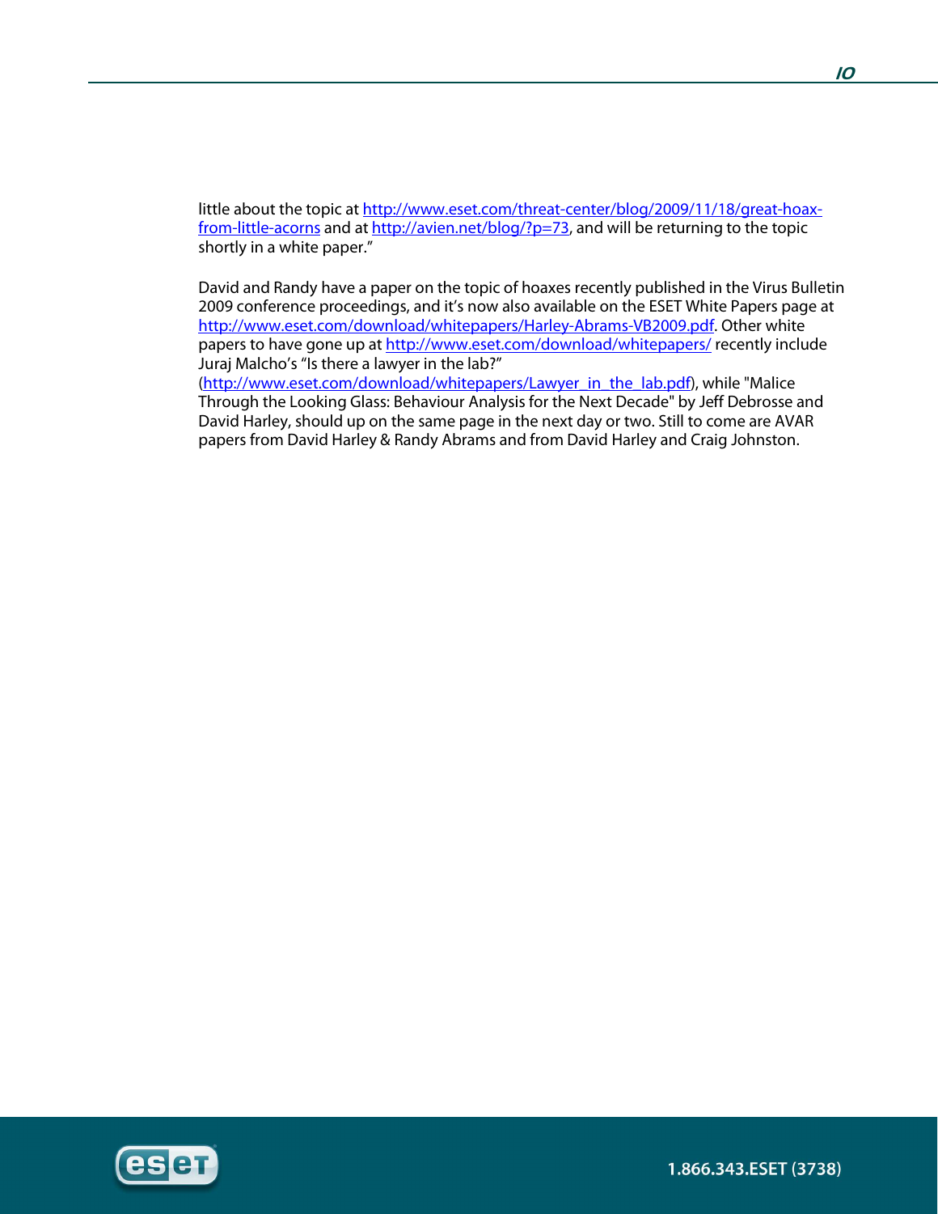little about the topic at [http://www.eset.com/threat-center/blog/2009/11/18/great-hoax-from-little-acorns](http://www.eset.com/threat-center/blog/2009/11/18/great-hoax-from-little-acorns) and at [http://avien.net/blog/?p=73](http://avien.net/blog/?p=73), and will be returning to the topic shortly in a white paper."

David and Randy have a paper on the topic of hoaxes recently published in the Virus Bulletin 2009 conference proceedings, and it's now also available on the ESET White Papers page at [http://www.eset.com/download/whitepapers/Harley-Abrams-VB2009.pdf](http://www.eset.com/download/whitepapers/Harley-Abrams-VB2009.pdf). Other white papers to have gone up at [http://www.eset.com/download/whitepapers/](http://www.eset.com/download/whitepapers/) recently include Juraj Malcho's "Is there a lawyer in the lab?" ([http://www.eset.com/download/whitepapers/Lawyer_in_the_lab.pdf](http://www.eset.com/download/whitepapers/Lawyer_in_the_lab.pdf)), while "Malice Through the Looking Glass: Behaviour Analysis for the Next Decade" by Jeff Debrosse and David Harley, should up on the same page in the next day or two. Still to come are AVAR papers from David Harley & Randy Abrams and from David Harley and Craig Johnston.